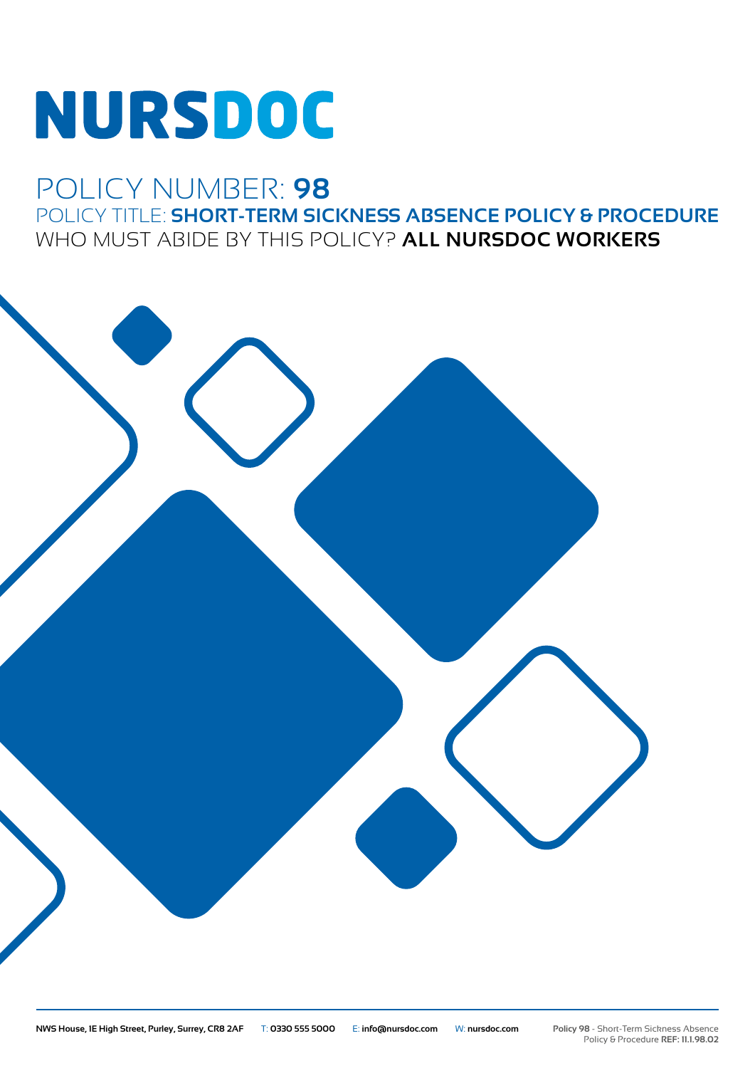# NURSDOC

## POLICY NUMBER: **98**

### POLICY TITLE: **SHORT-TERM SICKNESS ABSENCE POLICY & PROCEDURE**

### WHO MUST ABIDE BY THIS POLICY? **ALL NURSDOC WORKERS**

**NWS House, 1E High Street, Purley, Surrey, CR8 2AF** T: **0330 555 5000** E: **info@nursdoc.com** W: **nursdoc.com**

**Policy 98** - Short-Term Sickness Absence Policy & Procedure **REF: 11.1.98.02**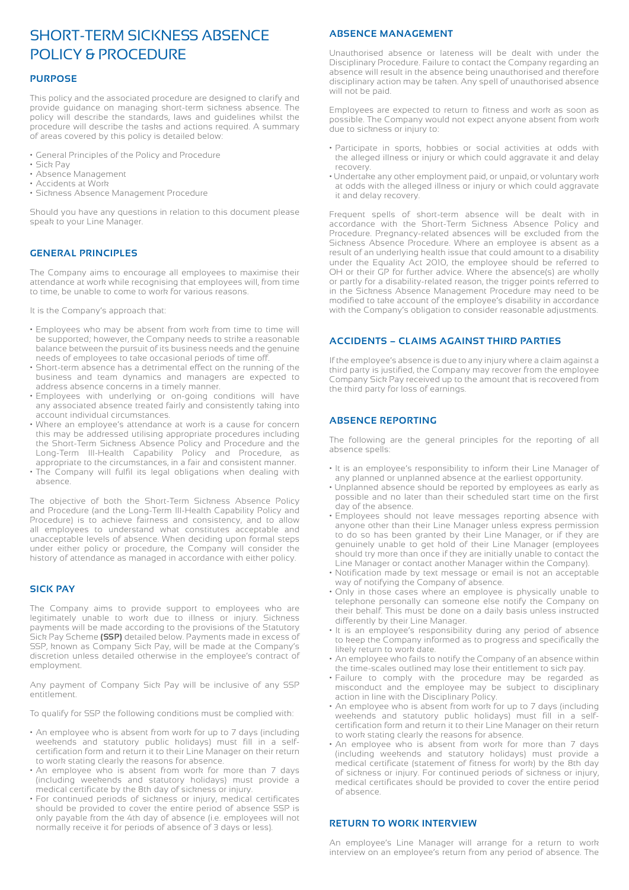# SHORT-TERM SICKNESS ABSENCE POLICY & PROCEDURE

### PURPOSE

This policy and the associated procedure are designed to clarify and provide guidance on managing short-term sickness absence. The policy will describe the standards, laws and guidelines whilst the procedure will describe the tasks and actions required. A summary of areas covered by this policy is detailed below:

- General Principles of the Policy and Procedure
- Sick Pay
- Absence Management
- Accidents at Work
- Sickness Absence Management Procedure

Should you have any questions in relation to this document please speak to your Line Manager.

### GENERAL PRINCIPLES

The Company aims to encourage all employees to maximise their attendance at work while recognising that employees will, from time to time, be unable to come to work for various reasons.

It is the Company's approach that:

- Employees who may be absent from work from time to time will be supported; however, the Company needs to strike a reasonable balance between the pursuit of its business needs and the genuine needs of employees to take occasional periods of time off.
- Short-term absence has a detrimental effect on the running of the business and team dynamics and managers are expected to address absence concerns in a timely manner.
- Employees with underlying or on-going conditions will have any associated absence treated fairly and consistently taking into account individual circumstances.
- Where an employee's attendance at work is a cause for concern this may be addressed utilising appropriate procedures including the Short-Term Sickness Absence Policy and Procedure and the Long-Term Ill-Health Capability Policy and Procedure, as appropriate to the circumstances, in a fair and consistent manner.
- The Company will fulfil its legal obligations when dealing with absence.

The objective of both the Short-Term Sickness Absence Policy and Procedure (and the Long-Term Ill-Health Capability Policy and Procedure) is to achieve fairness and consistency, and to allow all employees to understand what constitutes acceptable and unacceptable levels of absence. When deciding upon formal steps under either policy or procedure, the Company will consider the history of attendance as managed in accordance with either policy.

### SICK PAY

The Company aims to provide support to employees who are legitimately unable to work due to illness or injury. Sickness payments will be made according to the provisions of the Statutory Sick Pay Scheme **(SSP)** detailed below. Payments made in excess of SSP, known as Company Sick Pay, will be made at the Company's discretion unless detailed otherwise in the employee's contract of employment.

Any payment of Company Sick Pay will be inclusive of any SSP entitlement.

To qualify for SSP the following conditions must be complied with:

- An employee who is absent from work for up to 7 days (including weekends and statutory public holidays) must fill in a self-certification form and return it to their Line Manager on their return to work stating clearly the reasons for absence.
- An employee who is absent from work for more than 7 days (including weekends and statutory holidays) must provide a medical certificate by the 8th day of sickness or injury.
- For continued periods of sickness or injury, medical certificates should be provided to cover the entire period of absence SSP is only payable from the 4th day of absence (i.e. employees will not normally receive it for periods of absence of 3 days or less).

### ABSENCE MANAGEMENT

Unauthorised absence or lateness will be dealt with under the Disciplinary Procedure. Failure to contact the Company regarding an absence will result in the absence being unauthorised and therefore disciplinary action may be taken. Any spell of unauthorised absence will not be paid.

Employees are expected to return to fitness and work as soon as possible. The Company would not expect anyone absent from work due to sickness or injury to:

- Participate in sports, hobbies or social activities at odds with the alleged illness or injury or which could aggravate it and delay recovery.
- Undertake any other employment paid, or unpaid, or voluntary work at odds with the alleged illness or injury or which could aggravate it and delay recovery.

Frequent spells of short-term absence will be dealt with in accordance with the Short-Term Sickness Absence Policy and Procedure. Pregnancy-related absences will be excluded from the Sickness Absence Procedure. Where an employee is absent as a result of an underlying health issue that could amount to a disability under the Equality Act 2010, the employee should be referred to OH or their GP for further advice. Where the absence(s) are wholly or partly for a disability-related reason, the trigger points referred to in the Sickness Absence Management Procedure may need to be modified to take account of the employee's disability in accordance with the Company's obligation to consider reasonable adjustments.

### ACCIDENTS – CLAIMS AGAINST THIRD PARTIES

If the employee's absence is due to any injury where a claim against a third party is justified, the Company may recover from the employee Company Sick Pay received up to the amount that is recovered from the third party for loss of earnings.

### ABSENCE REPORTING

The following are the general principles for the reporting of all absence spells:

- It is an employee's responsibility to inform their Line Manager of any planned or unplanned absence at the earliest opportunity.
- Unplanned absence should be reported by employees as early as possible and no later than their scheduled start time on the first day of the absence.
- Employees should not leave messages reporting absence with anyone other than their Line Manager unless express permission to do so has been granted by their Line Manager, or if they are genuinely unable to get hold of their Line Manager (employees should try more than once if they are initially unable to contact the Line Manager or contact another Manager within the Company).
- Notification made by text message or email is not an acceptable way of notifying the Company of absence.
- Only in those cases where an employee is physically unable to telephone personally can someone else notify the Company on their behalf. This must be done on a daily basis unless instructed differently by their Line Manager.
- It is an employee's responsibility during any period of absence to keep the Company informed as to progress and specifically the likely return to work date.
- An employee who fails to notify the Company of an absence within the time-scales outlined may lose their entitlement to sick pay.
- Failure to comply with the procedure may be regarded as misconduct and the employee may be subject to disciplinary action in line with the Disciplinary Policy.
- An employee who is absent from work for up to 7 days (including weekends and statutory public holidays) must fill in a self-certification form and return it to their Line Manager on their return to work stating clearly the reasons for absence.
- An employee who is absent from work for more than 7 days (including weekends and statutory holidays) must provide a medical certificate (statement of fitness for work) by the 8th day of sickness or injury. For continued periods of sickness or injury, medical certificates should be provided to cover the entire period of absence.

### RETURN TO WORK INTERVIEW

An employee's Line Manager will arrange for a return to work interview on an employee's return from any period of absence. The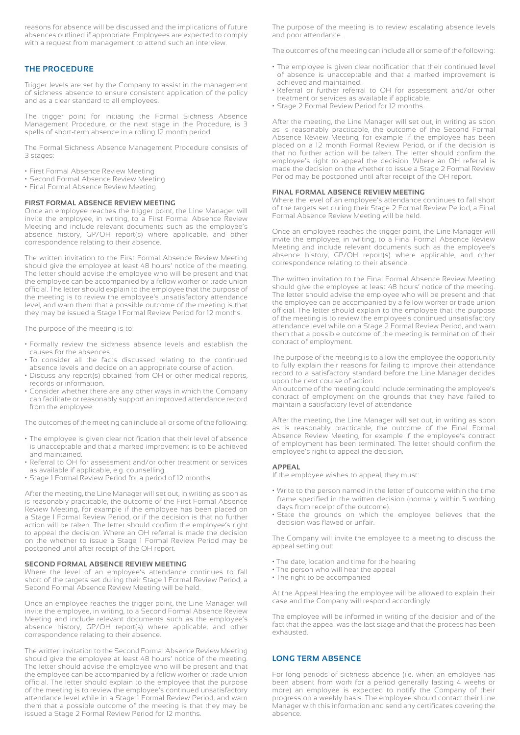reasons for absence will be discussed and the implications of future absences outlined if appropriate. Employees are expected to comply with a request from management to attend such an interview.

## THE PROCEDURE

Trigger levels are set by the Company to assist in the management of sickness absence to ensure consistent application of the policy and as a clear standard to all employees.

The trigger point for initiating the Formal Sickness Absence Management Procedure, or the next stage in the Procedure, is 3 spells of short-term absence in a rolling 12 month period.

The Formal Sickness Absence Management Procedure consists of 3 stages:

- First Formal Absence Review Meeting
- Second Formal Absence Review Meeting
- Final Formal Absence Review Meeting

### FIRST FORMAL ABSENCE REVIEW MEETING

Once an employee reaches the trigger point, the Line Manager will invite the employee, in writing, to a First Formal Absence Review Meeting and include relevant documents such as the employee's absence history, GP/OH report(s) where applicable, and other correspondence relating to their absence.

The written invitation to the First Formal Absence Review Meeting should give the employee at least 48 hours' notice of the meeting. The letter should advise the employee who will be present and that the employee can be accompanied by a fellow worker or trade union official. The letter should explain to the employee that the purpose of the meeting is to review the employee's unsatisfactory attendance level, and warn them that a possible outcome of the meeting is that they may be issued a Stage 1 Formal Review Period for 12 months.

The purpose of the meeting is to:

- Formally review the sickness absence levels and establish the causes for the absences.
- To consider all the facts discussed relating to the continued absence levels and decide on an appropriate course of action.
- Discuss any report(s) obtained from OH or other medical reports, records or information.
- Consider whether there are any other ways in which the Company can facilitate or reasonably support an improved attendance record from the employee.

The outcomes of the meeting can include all or some of the following:

- The employee is given clear notification that their level of absence is unacceptable and that a marked improvement is to be achieved and maintained.
- Referral to OH for assessment and/or other treatment or services as available if applicable, e.g. counselling.
- Stage 1 Formal Review Period for a period of 12 months.

After the meeting, the Line Manager will set out, in writing as soon as is reasonably practicable, the outcome of the First Formal Absence Review Meeting, for example if the employee has been placed on a Stage 1 Formal Review Period, or if the decision is that no further action will be taken. The letter should confirm the employee's right to appeal the decision. Where an OH referral is made the decision on the whether to issue a Stage 1 Formal Review Period may be postponed until after receipt of the OH report.

### SECOND FORMAL ABSENCE REVIEW MEETING

Where the level of an employee's attendance continues to fall short of the targets set during their Stage 1 Formal Review Period, a Second Formal Absence Review Meeting will be held.

Once an employee reaches the trigger point, the Line Manager will invite the employee, in writing, to a Second Formal Absence Review Meeting and include relevant documents such as the employee's absence history, GP/OH report(s) where applicable, and other correspondence relating to their absence.

The written invitation to the Second Formal Absence Review Meeting should give the employee at least 48 hours' notice of the meeting. The letter should advise the employee who will be present and that the employee can be accompanied by a fellow worker or trade union official. The letter should explain to the employee that the purpose of the meeting is to review the employee's continued unsatisfactory attendance level while in a Stage 1 Formal Review Period, and warn them that a possible outcome of the meeting is that they may be issued a Stage 2 Formal Review Period for 12 months.

The purpose of the meeting is to review escalating absence levels and poor attendance.

The outcomes of the meeting can include all or some of the following:

- The employee is given clear notification that their continued level of absence is unacceptable and that a marked improvement is achieved and maintained.
- Referral or further referral to OH for assessment and/or other treatment or services as available if applicable.
- Stage 2 Formal Review Period for 12 months.

After the meeting, the Line Manager will set out, in writing as soon as is reasonably practicable, the outcome of the Second Formal Absence Review Meeting, for example if the employee has been placed on a 12 month Formal Review Period, or if the decision is that no further action will be taken. The letter should confirm the employee's right to appeal the decision. Where an OH referral is made the decision on the whether to issue a Stage 2 Formal Review Period may be postponed until after receipt of the OH report.

### FINAL FORMAL ABSENCE REVIEW MEETING

Where the level of an employee's attendance continues to fall short of the targets set during their Stage 2 Formal Review Period, a Final Formal Absence Review Meeting will be held.

Once an employee reaches the trigger point, the Line Manager will invite the employee, in writing, to a Final Formal Absence Review Meeting and include relevant documents such as the employee's absence history, GP/OH report(s) where applicable, and other correspondence relating to their absence.

The written invitation to the Final Formal Absence Review Meeting should give the employee at least 48 hours' notice of the meeting. The letter should advise the employee who will be present and that the employee can be accompanied by a fellow worker or trade union official. The letter should explain to the employee that the purpose of the meeting is to review the employee's continued unsatisfactory attendance level while on a Stage 2 Formal Review Period, and warn them that a possible outcome of the meeting is termination of their contract of employment.

The purpose of the meeting is to allow the employee the opportunity to fully explain their reasons for failing to improve their attendance record to a satisfactory standard before the Line Manager decides upon the next course of action.
An outcome of the meeting could include terminating the employee's contract of employment on the grounds that they have failed to maintain a satisfactory level of attendance

After the meeting, the Line Manager will set out, in writing as soon as is reasonably practicable, the outcome of the Final Formal Absence Review Meeting, for example if the employee's contract of employment has been terminated. The letter should confirm the employee's right to appeal the decision.

### APPEAL

If the employee wishes to appeal, they must:

- Write to the person named in the letter of outcome within the time frame specified in the written decision (normally within 5 working days from receipt of the outcome).
- State the grounds on which the employee believes that the decision was flawed or unfair.

The Company will invite the employee to a meeting to discuss the appeal setting out:

- The date, location and time for the hearing
- The person who will hear the appeal
- The right to be accompanied

At the Appeal Hearing the employee will be allowed to explain their case and the Company will respond accordingly.

The employee will be informed in writing of the decision and of the fact that the appeal was the last stage and that the process has been exhausted.

## LONG TERM ABSENCE

For long periods of sickness absence (i.e. when an employee has been absent from work for a period generally lasting 4 weeks or more) an employee is expected to notify the Company of their progress on a weekly basis. The employee should contact their Line Manager with this information and send any certificates covering the absence.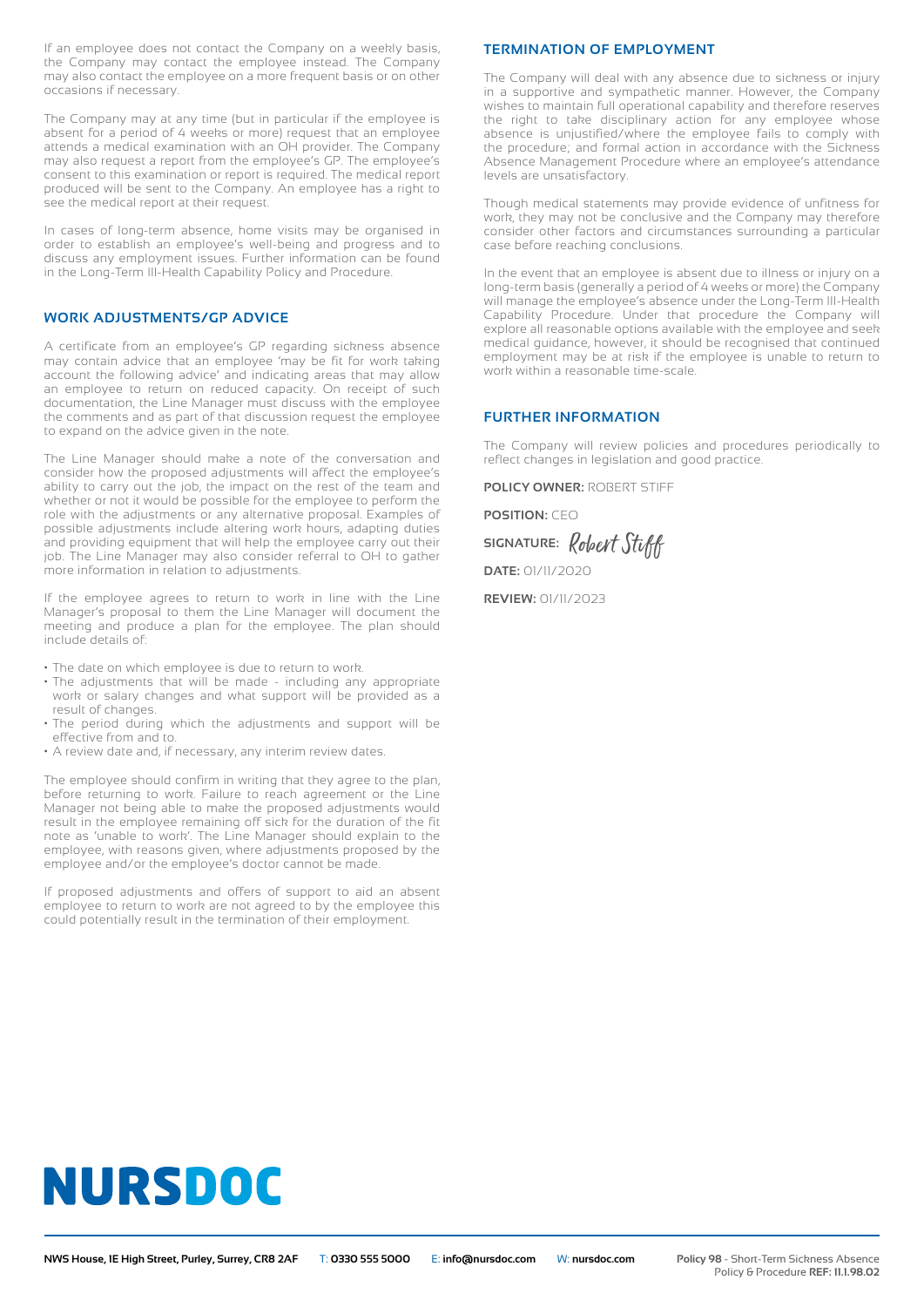If an employee does not contact the Company on a weekly basis, the Company may contact the employee instead. The Company may also contact the employee on a more frequent basis or on other occasions if necessary.

The Company may at any time (but in particular if the employee is absent for a period of 4 weeks or more) request that an employee attends a medical examination with an OH provider. The Company may also request a report from the employee's GP. The employee's consent to this examination or report is required. The medical report produced will be sent to the Company. An employee has a right to see the medical report at their request.

In cases of long-term absence, home visits may be organised in order to establish an employee's well-being and progress and to discuss any employment issues. Further information can be found in the Long-Term Ill-Health Capability Policy and Procedure.

## WORK ADJUSTMENTS/GP ADVICE

A certificate from an employee's GP regarding sickness absence may contain advice that an employee 'may be fit for work taking account the following advice' and indicating areas that may allow an employee to return on reduced capacity. On receipt of such documentation, the Line Manager must discuss with the employee the comments and as part of that discussion request the employee to expand on the advice given in the note.

The Line Manager should make a note of the conversation and consider how the proposed adjustments will affect the employee's ability to carry out the job, the impact on the rest of the team and whether or not it would be possible for the employee to perform the role with the adjustments or any alternative proposal. Examples of possible adjustments include altering work hours, adapting duties and providing equipment that will help the employee carry out their job. The Line Manager may also consider referral to OH to gather more information in relation to adjustments.

If the employee agrees to return to work in line with the Line Manager's proposal to them the Line Manager will document the meeting and produce a plan for the employee. The plan should include details of:

- The date on which employee is due to return to work.
- The adjustments that will be made - including any appropriate work or salary changes and what support will be provided as a result of changes.
- The period during which the adjustments and support will be effective from and to.
- A review date and, if necessary, any interim review dates.

The employee should confirm in writing that they agree to the plan, before returning to work. Failure to reach agreement or the Line Manager not being able to make the proposed adjustments would result in the employee remaining off sick for the duration of the fit note as 'unable to work'. The Line Manager should explain to the employee, with reasons given, where adjustments proposed by the employee and/or the employee's doctor cannot be made.

If proposed adjustments and offers of support to aid an absent employee to return to work are not agreed to by the employee this could potentially result in the termination of their employment.

## TERMINATION OF EMPLOYMENT

The Company will deal with any absence due to sickness or injury in a supportive and sympathetic manner. However, the Company wishes to maintain full operational capability and therefore reserves the right to take disciplinary action for any employee whose absence is unjustified/where the employee fails to comply with the procedure; and formal action in accordance with the Sickness Absence Management Procedure where an employee's attendance levels are unsatisfactory.

Though medical statements may provide evidence of unfitness for work, they may not be conclusive and the Company may therefore consider other factors and circumstances surrounding a particular case before reaching conclusions.

In the event that an employee is absent due to illness or injury on a long-term basis (generally a period of 4 weeks or more) the Company will manage the employee's absence under the Long-Term Ill-Health Capability Procedure. Under that procedure the Company will explore all reasonable options available with the employee and seek medical guidance, however, it should be recognised that continued employment may be at risk if the employee is unable to return to work within a reasonable time-scale.

## FURTHER INFORMATION

The Company will review policies and procedures periodically to reflect changes in legislation and good practice.

**POLICY OWNER:** ROBERT STIFF

**POSITION:** CEO

**SIGNATURE:** Robert Stiff

**DATE:** 01/11/2020

**REVIEW:** 01/11/2023

NURSDOC

**NWS House, 1E High Street, Purley, Surrey, CR8 2AF** T: **0330 555 5000** E: **info@nursdoc.com** W: **nursdoc.com** **Policy 98** - Short-Term Sickness Absence Policy & Procedure **REF: 11.1.98.02**